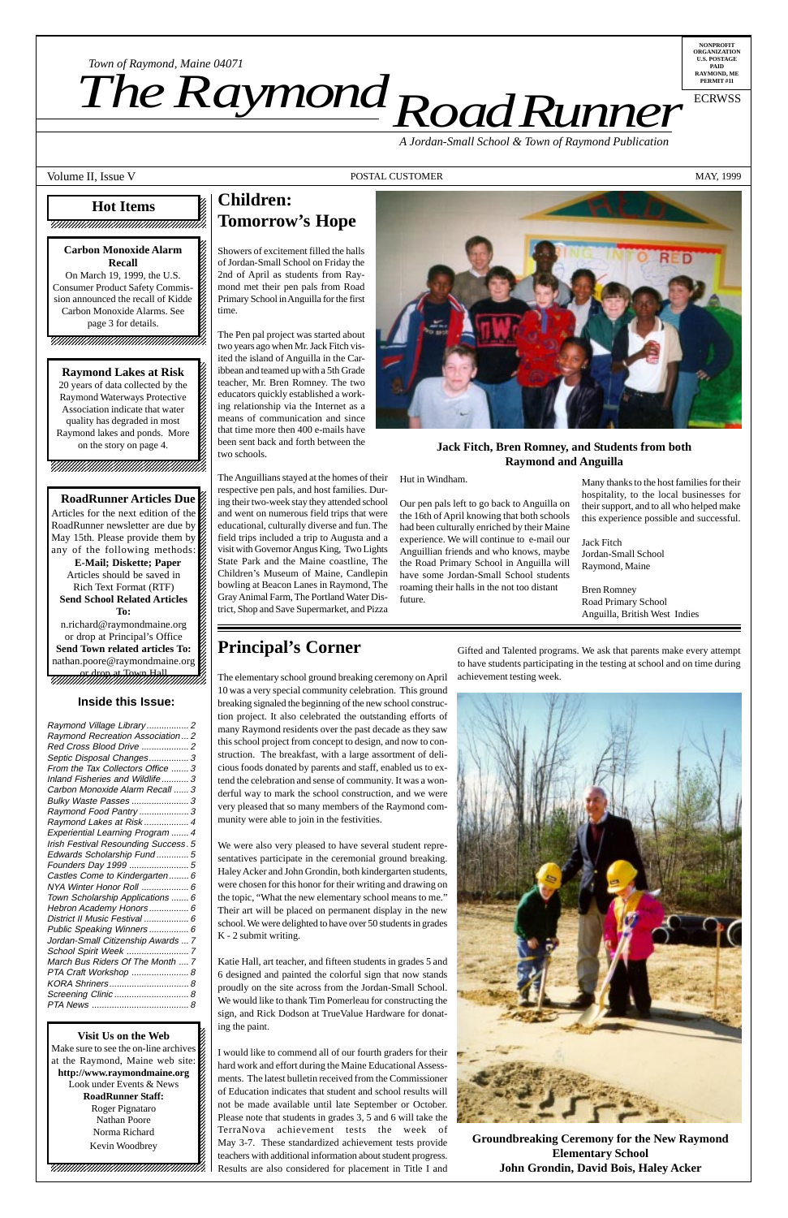Town of Raymond, Maine 04071

# The Raymond Road Runner

*A Jordan-Small School & Town of Raymond Publication*

NONPROFIT ORGANIZATION U.S. POSTAGE PAID RAYMOND, ME PERMIT #11

ECRWSS

Volume II, Issue V — POSTAL CUSTOMER — MAY, 1999

## Hot Items

**Carbon Monoxide Alarm Recall**
On March 19, 1999, the U.S. Consumer Product Safety Commission announced the recall of Kidde Carbon Monoxide Alarms. See page 3 for details.

**Raymond Lakes at Risk**
20 years of data collected by the Raymond Waterways Protective Association indicate that water quality has degraded in most Raymond lakes and ponds. More on the story on page 4.

**RoadRunner Articles Due**
Articles for the next edition of the RoadRunner newsletter are due by May 15th. Please provide them by any of the following methods:
**E-Mail; Diskette; Paper**
Articles should be saved in Rich Text Format (RTF)
**Send School Related Articles To:**
n.richard@raymondmaine.org
or drop at Principal's Office
**Send Town related articles To:**
nathan.poore@raymondmaine.org
or drop at Town Hall

### Inside this Issue:

- Raymond Village Library ... 2
- Raymond Recreation Association ... 2
- Red Cross Blood Drive ... 2
- Septic Disposal Changes ... 3
- From the Tax Collectors Office ... 3
- Inland Fisheries and Wildlife ... 3
- Carbon Monoxide Alarm Recall ... 3
- Bulky Waste Passes ... 3
- Raymond Food Pantry ... 3
- Raymond Lakes at Risk ... 4
- Experiential Learning Program ... 4
- Irish Festival Resounding Success ... 5
- Edwards Scholarship Fund ... 5
- Founders Day 1999 ... 5
- Castles Come to Kindergarten ... 6
- NYA Winter Honor Roll ... 6
- Town Scholarship Applications ... 6
- Hebron Academy Honors ... 6
- District II Music Festival ... 6
- Public Speaking Winners ... 6
- Jordan-Small Citizenship Awards ... 7
- School Spirit Week ... 7
- March Bus Riders Of The Month ... 7
- PTA Craft Workshop ... 8
- KORA Shriners ... 8
- Screening Clinic ... 8
- PTA News ... 8

**Visit Us on the Web**
Make sure to see the on-line archives at the Raymond, Maine web site:
**http://www.raymondmaine.org**
Look under Events & News
**RoadRunner Staff:**
Roger Pignataro
Nathan Poore
Norma Richard
Kevin Woodbrey

## Children: Tomorrow's Hope

Showers of excitement filled the halls of Jordan-Small School on Friday the 2nd of April as students from Raymond met their pen pals from Road Primary School in Anguilla for the first time.

The Pen pal project was started about two years ago when Mr. Jack Fitch visited the island of Anguilla in the Caribbean and teamed up with a 5th Grade teacher, Mr. Bren Romney. The two educators quickly established a working relationship via the Internet as a means of communication and since that time more then 400 e-mails have been sent back and forth between the two schools.

The Anguillians stayed at the homes of their respective pen pals, and host families. During their two-week stay they attended school and went on numerous field trips that were educational, culturally diverse and fun. The field trips included a trip to Augusta and a visit with Governor Angus King, Two Lights State Park and the Maine coastline, The Children's Museum of Maine, Candlepin bowling at Beacon Lanes in Raymond, The Gray Animal Farm, The Portland Water District, Shop and Save Supermarket, and Pizza Hut in Windham.

Our pen pals left to go back to Anguilla on the 16th of April knowing that both schools had been culturally enriched by their Maine experience. We will continue to e-mail our Anguillian friends and who knows, maybe the Road Primary School in Anguilla will have some Jordan-Small School students roaming their halls in the not too distant future.

Many thanks to the host families for their hospitality, to the local businesses for their support, and to all who helped make this experience possible and successful.

Jack Fitch
Jordan-Small School
Raymond, Maine

Bren Romney
Road Primary School
Anguilla, British West Indies

**Jack Fitch, Bren Romney, and Students from both Raymond and Anguilla**

## Principal's Corner

The elementary school ground breaking ceremony on April 10 was a very special community celebration. This ground breaking signaled the beginning of the new school construction project. It also celebrated the outstanding efforts of many Raymond residents over the past decade as they saw this school project from concept to design, and now to construction. The breakfast, with a large assortment of delicious foods donated by parents and staff, enabled us to extend the celebration and sense of community. It was a wonderful way to mark the school construction, and we were very pleased that so many members of the Raymond community were able to join in the festivities.

We were also very pleased to have several student representatives participate in the ceremonial ground breaking. Haley Acker and John Grondin, both kindergarten students, were chosen for this honor for their writing and drawing on the topic, "What the new elementary school means to me." Their art will be placed on permanent display in the new school. We were delighted to have over 50 students in grades K - 2 submit writing.

Katie Hall, art teacher, and fifteen students in grades 5 and 6 designed and painted the colorful sign that now stands proudly on the site across from the Jordan-Small School. We would like to thank Tim Pomerleau for constructing the sign, and Rick Dodson at TrueValue Hardware for donating the paint.

I would like to commend all of our fourth graders for their hard work and effort during the Maine Educational Assessments. The latest bulletin received from the Commissioner of Education indicates that student and school results will not be made available until late September or October. Please note that students in grades 3, 5 and 6 will take the TerraNova achievement tests the week of May 3-7. These standardized achievement tests provide teachers with additional information about student progress. Results are also considered for placement in Title I and Gifted and Talented programs. We ask that parents make every attempt to have students participating in the testing at school and on time during achievement testing week.

**Groundbreaking Ceremony for the New Raymond Elementary School**
**John Grondin, David Bois, Haley Acker**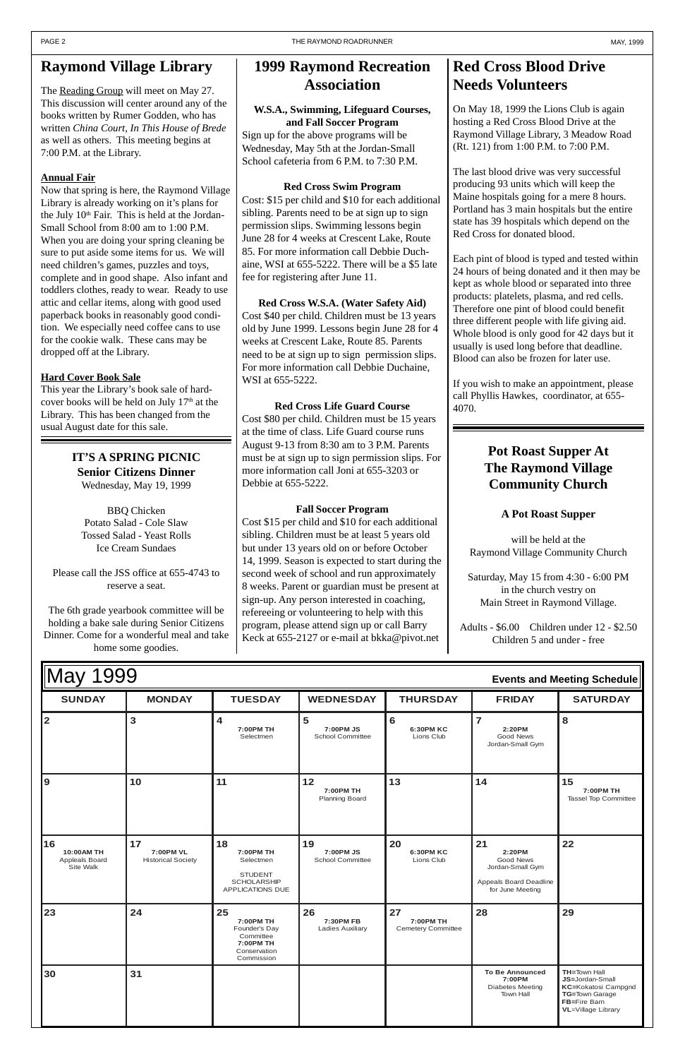## Raymond Village Library

The Reading Group will meet on May 27. This discussion will center around any of the books written by Rumer Godden, who has written *China Court*, *In This House of Brede* as well as others. This meeting begins at 7:00 P.M. at the Library.

**Annual Fair**

Now that spring is here, the Raymond Village Library is already working on it's plans for the July 10th Fair. This is held at the Jordan-Small School from 8:00 am to 1:00 P.M. When you are doing your spring cleaning be sure to put aside some items for us. We will need children's games, puzzles and toys, complete and in good shape. Also infant and toddlers clothes, ready to wear. Ready to use attic and cellar items, along with good used paperback books in reasonably good condition. We especially need coffee cans to use for the cookie walk. These cans may be dropped off at the Library.

**Hard Cover Book Sale**

This year the Library's book sale of hard-cover books will be held on July 17th at the Library. This has been changed from the usual August date for this sale.

### IT'S A SPRING PICNIC
### Senior Citizens Dinner

Wednesday, May 19, 1999

BBQ Chicken
Potato Salad - Cole Slaw
Tossed Salad - Yeast Rolls
Ice Cream Sundaes

Please call the JSS office at 655-4743 to reserve a seat.

The 6th grade yearbook committee will be holding a bake sale during Senior Citizens Dinner. Come for a wonderful meal and take home some goodies.

## 1999 Raymond Recreation Association

**W.S.A., Swimming, Lifeguard Courses, and Fall Soccer Program**

Sign up for the above programs will be Wednesday, May 5th at the Jordan-Small School cafeteria from 6 P.M. to 7:30 P.M.

**Red Cross Swim Program**

Cost: $15 per child and $10 for each additional sibling. Parents need to be at sign up to sign permission slips. Swimming lessons begin June 28 for 4 weeks at Crescent Lake, Route 85. For more information call Debbie Duchaine, WSI at 655-5222. There will be a $5 late fee for registering after June 11.

**Red Cross W.S.A. (Water Safety Aid)**

Cost $40 per child. Children must be 13 years old by June 1999. Lessons begin June 28 for 4 weeks at Crescent Lake, Route 85. Parents need to be at sign up to sign permission slips. For more information call Debbie Duchaine, WSI at 655-5222.

**Red Cross Life Guard Course**

Cost $80 per child. Children must be 15 years at the time of class. Life Guard course runs August 9-13 from 8:30 am to 3 P.M. Parents must be at sign up to sign permission slips. For more information call Joni at 655-3203 or Debbie at 655-5222.

**Fall Soccer Program**

Cost $15 per child and $10 for each additional sibling. Children must be at least 5 years old but under 13 years old on or before October 14, 1999. Season is expected to start during the second week of school and run approximately 8 weeks. Parent or guardian must be present at sign-up. Any person interested in coaching, refereeing or volunteering to help with this program, please attend sign up or call Barry Keck at 655-2127 or e-mail at bkka@pivot.net

## Red Cross Blood Drive Needs Volunteers

On May 18, 1999 the Lions Club is again hosting a Red Cross Blood Drive at the Raymond Village Library, 3 Meadow Road (Rt. 121) from 1:00 P.M. to 7:00 P.M.

The last blood drive was very successful producing 93 units which will keep the Maine hospitals going for a mere 8 hours. Portland has 3 main hospitals but the entire state has 39 hospitals which depend on the Red Cross for donated blood.

Each pint of blood is typed and tested within 24 hours of being donated and it then may be kept as whole blood or separated into three products: platelets, plasma, and red cells. Therefore one pint of blood could benefit three different people with life giving aid. Whole blood is only good for 42 days but it usually is used long before that deadline. Blood can also be frozen for later use.

If you wish to make an appointment, please call Phyllis Hawkes, coordinator, at 655-4070.

## Pot Roast Supper At The Raymond Village Community Church

**A Pot Roast Supper**

will be held at the
Raymond Village Community Church

Saturday, May 15 from 4:30 - 6:00 PM
in the church vestry on
Main Street in Raymond Village.

Adults - $6.00 Children under 12 - $2.50
Children 5 and under - free

## May 1999 — Events and Meeting Schedule

| SUNDAY | MONDAY | TUESDAY | WEDNESDAY | THURSDAY | FRIDAY | SATURDAY |
|---|---|---|---|---|---|---|
| 2 | 3 | 4 **7:00PM TH** Selectmen | 5 **7:00PM JS** School Committee | 6 **6:30PM KC** Lions Club | 7 **2:20PM** Good News Jordan-Small Gym | 8 |
| 9 | 10 | 11 | 12 **7:00PM TH** Planning Board | 13 | 14 | 15 **7:00PM TH** Tassel Top Committee |
| 16 **10:00AM TH** Appeals Board Site Walk | 17 **7:00PM VL** Historical Society | 18 **7:00PM TH** Selectmen; STUDENT SCHOLARSHIP APPLICATIONS DUE | 19 **7:00PM JS** School Committee | 20 **6:30PM KC** Lions Club | 21 **2:20PM** Good News Jordan-Small Gym; Appeals Board Deadline for June Meeting | 22 |
| 23 | 24 | 25 **7:00PM TH** Founder's Day Committee; **7:00PM TH** Conservation Commission | 26 **7:30PM FB** Ladies Auxiliary | 27 **7:00PM TH** Cemetery Committee | 28 | 29 |
| 30 | 31 | | | | **To Be Announced 7:00PM** Diabetes Meeting Town Hall | **TH**=Town Hall **JS**=Jordan-Small **KC**=Kokatosi Campgnd **TG**=Town Garage **FB**=Fire Barn **VL**=Village Library |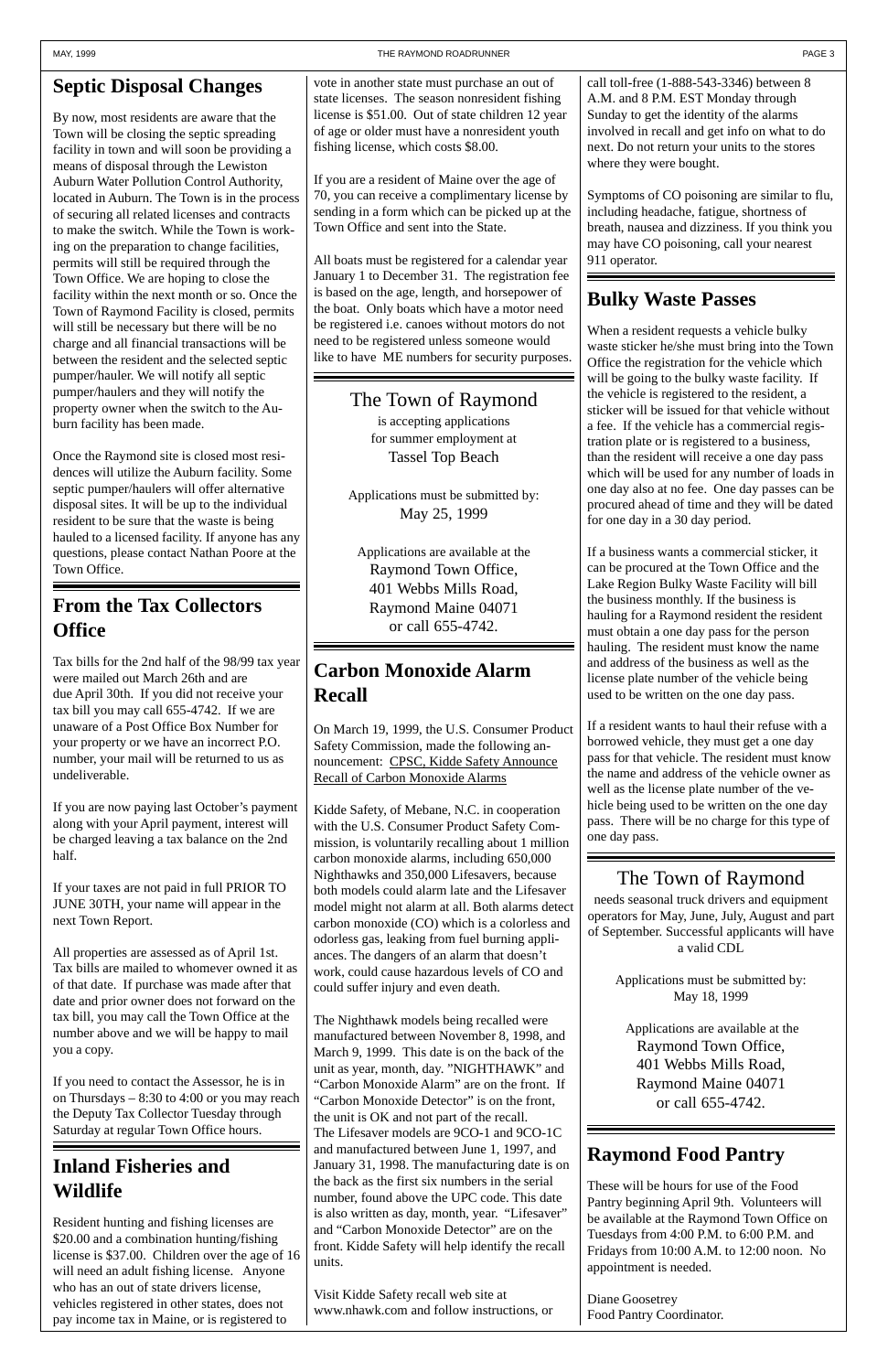## Septic Disposal Changes

By now, most residents are aware that the Town will be closing the septic spreading facility in town and will soon be providing a means of disposal through the Lewiston Auburn Water Pollution Control Authority, located in Auburn. The Town is in the process of securing all related licenses and contracts to make the switch. While the Town is working on the preparation to change facilities, permits will still be required through the Town Office. We are hoping to close the facility within the next month or so. Once the Town of Raymond Facility is closed, permits will still be necessary but there will be no charge and all financial transactions will be between the resident and the selected septic pumper/hauler. We will notify all septic pumper/haulers and they will notify the property owner when the switch to the Auburn facility has been made.

Once the Raymond site is closed most residences will utilize the Auburn facility. Some septic pumper/haulers will offer alternative disposal sites. It will be up to the individual resident to be sure that the waste is being hauled to a licensed facility. If anyone has any questions, please contact Nathan Poore at the Town Office.

## From the Tax Collectors Office

Tax bills for the 2nd half of the 98/99 tax year were mailed out March 26th and are due April 30th. If you did not receive your tax bill you may call 655-4742. If we are unaware of a Post Office Box Number for your property or we have an incorrect P.O. number, your mail will be returned to us as undeliverable.

If you are now paying last October's payment along with your April payment, interest will be charged leaving a tax balance on the 2nd half.

If your taxes are not paid in full PRIOR TO JUNE 30TH, your name will appear in the next Town Report.

All properties are assessed as of April 1st. Tax bills are mailed to whomever owned it as of that date. If purchase was made after that date and prior owner does not forward on the tax bill, you may call the Town Office at the number above and we will be happy to mail you a copy.

If you need to contact the Assessor, he is in on Thursdays – 8:30 to 4:00 or you may reach the Deputy Tax Collector Tuesday through Saturday at regular Town Office hours.

## Inland Fisheries and Wildlife

Resident hunting and fishing licenses are $20.00 and a combination hunting/fishing license is $37.00. Children over the age of 16 will need an adult fishing license. Anyone who has an out of state drivers license, vehicles registered in other states, does not pay income tax in Maine, or is registered to vote in another state must purchase an out of state licenses. The season nonresident fishing license is $51.00. Out of state children 12 year of age or older must have a nonresident youth fishing license, which costs $8.00.

If you are a resident of Maine over the age of 70, you can receive a complimentary license by sending in a form which can be picked up at the Town Office and sent into the State.

All boats must be registered for a calendar year January 1 to December 31. The registration fee is based on the age, length, and horsepower of the boat. Only boats which have a motor need be registered i.e. canoes without motors do not need to be registered unless someone would like to have ME numbers for security purposes.

---

The Town of Raymond
is accepting applications
for summer employment at
Tassel Top Beach

Applications must be submitted by:
May 25, 1999

Applications are available at the
Raymond Town Office,
401 Webbs Mills Road,
Raymond Maine 04071
or call 655-4742.

---

## Carbon Monoxide Alarm Recall

On March 19, 1999, the U.S. Consumer Product Safety Commission, made the following announcement: CPSC, Kidde Safety Announce Recall of Carbon Monoxide Alarms

Kidde Safety, of Mebane, N.C. in cooperation with the U.S. Consumer Product Safety Commission, is voluntarily recalling about 1 million carbon monoxide alarms, including 650,000 Nighthawks and 350,000 Lifesavers, because both models could alarm late and the Lifesaver model might not alarm at all. Both alarms detect carbon monoxide (CO) which is a colorless and odorless gas, leaking from fuel burning appliances. The dangers of an alarm that doesn't work, could cause hazardous levels of CO and could suffer injury and even death.

The Nighthawk models being recalled were manufactured between November 8, 1998, and March 9, 1999. This date is on the back of the unit as year, month, day. "NIGHTHAWK" and "Carbon Monoxide Alarm" are on the front. If "Carbon Monoxide Detector" is on the front, the unit is OK and not part of the recall. The Lifesaver models are 9CO-1 and 9CO-1C and manufactured between June 1, 1997, and January 31, 1998. The manufacturing date is on the back as the first six numbers in the serial number, found above the UPC code. This date is also written as day, month, year. "Lifesaver" and "Carbon Monoxide Detector" are on the front. Kidde Safety will help identify the recall units.

Visit Kidde Safety recall web site at www.nhawk.com and follow instructions, or call toll-free (1-888-543-3346) between 8 A.M. and 8 P.M. EST Monday through Sunday to get the identity of the alarms involved in recall and get info on what to do next. Do not return your units to the stores where they were bought.

Symptoms of CO poisoning are similar to flu, including headache, fatigue, shortness of breath, nausea and dizziness. If you think you may have CO poisoning, call your nearest 911 operator.

## Bulky Waste Passes

When a resident requests a vehicle bulky waste sticker he/she must bring into the Town Office the registration for the vehicle which will be going to the bulky waste facility. If the vehicle is registered to the resident, a sticker will be issued for that vehicle without a fee. If the vehicle has a commercial registration plate or is registered to a business, than the resident will receive a one day pass which will be used for any number of loads in one day also at no fee. One day passes can be procured ahead of time and they will be dated for one day in a 30 day period.

If a business wants a commercial sticker, it can be procured at the Town Office and the Lake Region Bulky Waste Facility will bill the business monthly. If the business is hauling for a Raymond resident the resident must obtain a one day pass for the person hauling. The resident must know the name and address of the business as well as the license plate number of the vehicle being used to be written on the one day pass.

If a resident wants to haul their refuse with a borrowed vehicle, they must get a one day pass for that vehicle. The resident must know the name and address of the vehicle owner as well as the license plate number of the vehicle being used to be written on the one day pass. There will be no charge for this type of one day pass.

---

The Town of Raymond
needs seasonal truck drivers and equipment operators for May, June, July, August and part of September. Successful applicants will have a valid CDL

Applications must be submitted by:
May 18, 1999

Applications are available at the
Raymond Town Office,
401 Webbs Mills Road,
Raymond Maine 04071
or call 655-4742.

---

## Raymond Food Pantry

These will be hours for use of the Food Pantry beginning April 9th. Volunteers will be available at the Raymond Town Office on Tuesdays from 4:00 P.M. to 6:00 P.M. and Fridays from 10:00 A.M. to 12:00 noon. No appointment is needed.

Diane Goosetrey
Food Pantry Coordinator.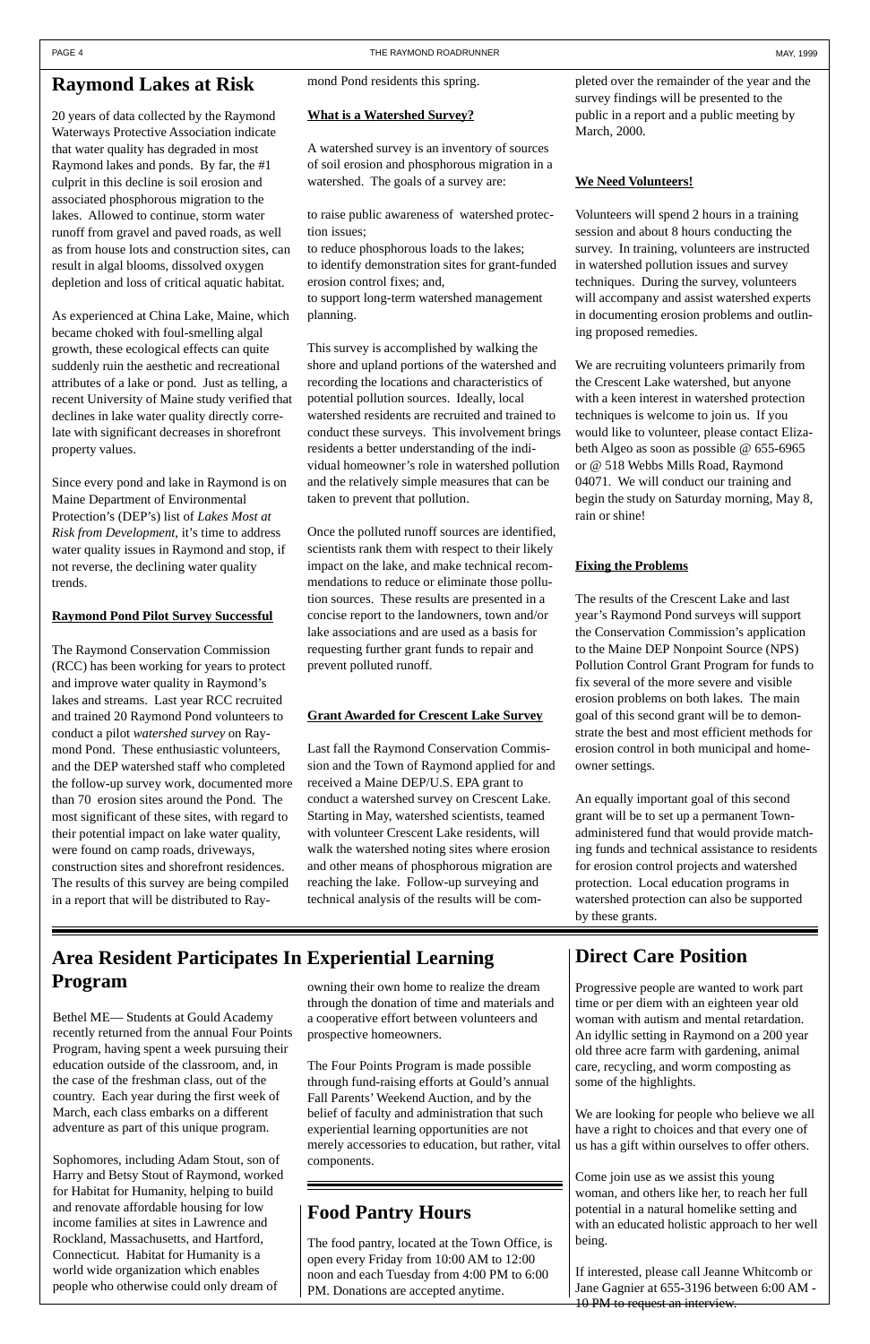# Raymond Lakes at Risk

20 years of data collected by the Raymond Waterways Protective Association indicate that water quality has degraded in most Raymond lakes and ponds. By far, the #1 culprit in this decline is soil erosion and associated phosphorous migration to the lakes. Allowed to continue, storm water runoff from gravel and paved roads, as well as from house lots and construction sites, can result in algal blooms, dissolved oxygen depletion and loss of critical aquatic habitat.

As experienced at China Lake, Maine, which became choked with foul-smelling algal growth, these ecological effects can quite suddenly ruin the aesthetic and recreational attributes of a lake or pond. Just as telling, a recent University of Maine study verified that declines in lake water quality directly correlate with significant decreases in shorefront property values.

Since every pond and lake in Raymond is on Maine Department of Environmental Protection's (DEP's) list of *Lakes Most at Risk from Development*, it's time to address water quality issues in Raymond and stop, if not reverse, the declining water quality trends.

**Raymond Pond Pilot Survey Successful**

The Raymond Conservation Commission (RCC) has been working for years to protect and improve water quality in Raymond's lakes and streams. Last year RCC recruited and trained 20 Raymond Pond volunteers to conduct a pilot *watershed survey* on Raymond Pond. These enthusiastic volunteers, and the DEP watershed staff who completed the follow-up survey work, documented more than 70 erosion sites around the Pond. The most significant of these sites, with regard to their potential impact on lake water quality, were found on camp roads, driveways, construction sites and shorefront residences. The results of this survey are being compiled in a report that will be distributed to Raymond Pond residents this spring.

**What is a Watershed Survey?**

A watershed survey is an inventory of sources of soil erosion and phosphorous migration in a watershed. The goals of a survey are:

to raise public awareness of watershed protection issues;
to reduce phosphorous loads to the lakes;
to identify demonstration sites for grant-funded erosion control fixes; and,
to support long-term watershed management planning.

This survey is accomplished by walking the shore and upland portions of the watershed and recording the locations and characteristics of potential pollution sources. Ideally, local watershed residents are recruited and trained to conduct these surveys. This involvement brings residents a better understanding of the individual homeowner's role in watershed pollution and the relatively simple measures that can be taken to prevent that pollution.

Once the polluted runoff sources are identified, scientists rank them with respect to their likely impact on the lake, and make technical recommendations to reduce or eliminate those pollution sources. These results are presented in a concise report to the landowners, town and/or lake associations and are used as a basis for requesting further grant funds to repair and prevent polluted runoff.

**Grant Awarded for Crescent Lake Survey**

Last fall the Raymond Conservation Commission and the Town of Raymond applied for and received a Maine DEP/U.S. EPA grant to conduct a watershed survey on Crescent Lake. Starting in May, watershed scientists, teamed with volunteer Crescent Lake residents, will walk the watershed noting sites where erosion and other means of phosphorous migration are reaching the lake. Follow-up surveying and technical analysis of the results will be completed over the remainder of the year and the survey findings will be presented to the public in a report and a public meeting by March, 2000.

**We Need Volunteers!**

Volunteers will spend 2 hours in a training session and about 8 hours conducting the survey. In training, volunteers are instructed in watershed pollution issues and survey techniques. During the survey, volunteers will accompany and assist watershed experts in documenting erosion problems and outlining proposed remedies.

We are recruiting volunteers primarily from the Crescent Lake watershed, but anyone with a keen interest in watershed protection techniques is welcome to join us. If you would like to volunteer, please contact Elizabeth Algeo as soon as possible @ 655-6965 or @ 518 Webbs Mills Road, Raymond 04071. We will conduct our training and begin the study on Saturday morning, May 8, rain or shine!

**Fixing the Problems**

The results of the Crescent Lake and last year's Raymond Pond surveys will support the Conservation Commission's application to the Maine DEP Nonpoint Source (NPS) Pollution Control Grant Program for funds to fix several of the more severe and visible erosion problems on both lakes. The main goal of this second grant will be to demonstrate the best and most efficient methods for erosion control in both municipal and homeowner settings.

An equally important goal of this second grant will be to set up a permanent Town-administered fund that would provide matching funds and technical assistance to residents for erosion control projects and watershed protection. Local education programs in watershed protection can also be supported by these grants.

# Area Resident Participates In Experiential Learning Program

Bethel ME— Students at Gould Academy recently returned from the annual Four Points Program, having spent a week pursuing their education outside of the classroom, and, in the case of the freshman class, out of the country. Each year during the first week of March, each class embarks on a different adventure as part of this unique program.

Sophomores, including Adam Stout, son of Harry and Betsy Stout of Raymond, worked for Habitat for Humanity, helping to build and renovate affordable housing for low income families at sites in Lawrence and Rockland, Massachusetts, and Hartford, Connecticut. Habitat for Humanity is a world wide organization which enables people who otherwise could only dream of owning their own home to realize the dream through the donation of time and materials and a cooperative effort between volunteers and prospective homeowners.

The Four Points Program is made possible through fund-raising efforts at Gould's annual Fall Parents' Weekend Auction, and by the belief of faculty and administration that such experiential learning opportunities are not merely accessories to education, but rather, vital components.

# Food Pantry Hours

The food pantry, located at the Town Office, is open every Friday from 10:00 AM to 12:00 noon and each Tuesday from 4:00 PM to 6:00 PM. Donations are accepted anytime.

# Direct Care Position

Progressive people are wanted to work part time or per diem with an eighteen year old woman with autism and mental retardation. An idyllic setting in Raymond on a 200 year old three acre farm with gardening, animal care, recycling, and worm composting as some of the highlights.

We are looking for people who believe we all have a right to choices and that every one of us has a gift within ourselves to offer others.

Come join use as we assist this young woman, and others like her, to reach her full potential in a natural homelike setting and with an educated holistic approach to her well being.

If interested, please call Jeanne Whitcomb or Jane Gagnier at 655-3196 between 6:00 AM - 10 PM to request an interview.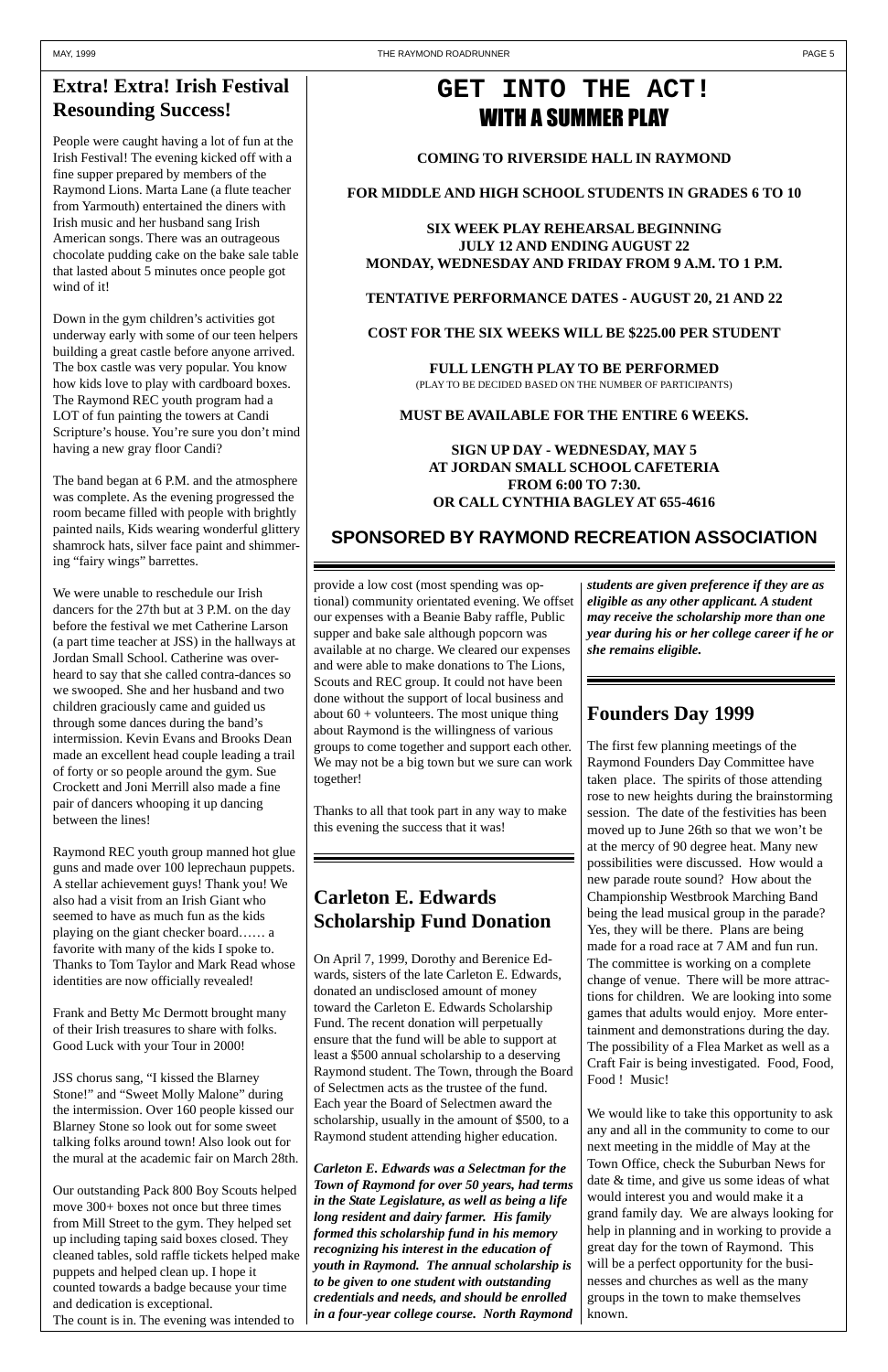## Extra! Extra! Irish Festival Resounding Success!

People were caught having a lot of fun at the Irish Festival! The evening kicked off with a fine supper prepared by members of the Raymond Lions. Marta Lane (a flute teacher from Yarmouth) entertained the diners with Irish music and her husband sang Irish American songs. There was an outrageous chocolate pudding cake on the bake sale table that lasted about 5 minutes once people got wind of it!

Down in the gym children's activities got underway early with some of our teen helpers building a great castle before anyone arrived. The box castle was very popular. You know how kids love to play with cardboard boxes. The Raymond REC youth program had a LOT of fun painting the towers at Candi Scripture's house. You're sure you don't mind having a new gray floor Candi?

The band began at 6 P.M. and the atmosphere was complete. As the evening progressed the room became filled with people with brightly painted nails, Kids wearing wonderful glittery shamrock hats, silver face paint and shimmering "fairy wings" barrettes.

We were unable to reschedule our Irish dancers for the 27th but at 3 P.M. on the day before the festival we met Catherine Larson (a part time teacher at JSS) in the hallways at Jordan Small School. Catherine was overheard to say that she called contra-dances so we swooped. She and her husband and two children graciously came and guided us through some dances during the band's intermission. Kevin Evans and Brooks Dean made an excellent head couple leading a trail of forty or so people around the gym. Sue Crockett and Joni Merrill also made a fine pair of dancers whooping it up dancing between the lines!

Raymond REC youth group manned hot glue guns and made over 100 leprechaun puppets. A stellar achievement guys! Thank you! We also had a visit from an Irish Giant who seemed to have as much fun as the kids playing on the giant checker board…… a favorite with many of the kids I spoke to. Thanks to Tom Taylor and Mark Read whose identities are now officially revealed!

Frank and Betty Mc Dermott brought many of their Irish treasures to share with folks. Good Luck with your Tour in 2000!

JSS chorus sang, "I kissed the Blarney Stone!" and "Sweet Molly Malone" during the intermission. Over 160 people kissed our Blarney Stone so look out for some sweet talking folks around town! Also look out for the mural at the academic fair on March 28th.

Our outstanding Pack 800 Boy Scouts helped move 300+ boxes not once but three times from Mill Street to the gym. They helped set up including taping said boxes closed. They cleaned tables, sold raffle tickets helped make puppets and helped clean up. I hope it counted towards a badge because your time and dedication is exceptional.

The count is in. The evening was intended to provide a low cost (most spending was optional) community orientated evening. We offset our expenses with a Beanie Baby raffle, Public supper and bake sale although popcorn was available at no charge. We cleared our expenses and were able to make donations to The Lions, Scouts and REC group. It could not have been done without the support of local business and about 60 + volunteers. The most unique thing about Raymond is the willingness of various groups to come together and support each other. We may not be a big town but we sure can work together!

Thanks to all that took part in any way to make this evening the success that it was!

# GET INTO THE ACT!
## WITH A SUMMER PLAY

**COMING TO RIVERSIDE HALL IN RAYMOND**

**FOR MIDDLE AND HIGH SCHOOL STUDENTS IN GRADES 6 TO 10**

**SIX WEEK PLAY REHEARSAL BEGINNING JULY 12 AND ENDING AUGUST 22 MONDAY, WEDNESDAY AND FRIDAY FROM 9 A.M. TO 1 P.M.**

**TENTATIVE PERFORMANCE DATES - AUGUST 20, 21 AND 22**

**COST FOR THE SIX WEEKS WILL BE $225.00 PER STUDENT**

**FULL LENGTH PLAY TO BE PERFORMED**
(PLAY TO BE DECIDED BASED ON THE NUMBER OF PARTICIPANTS)

**MUST BE AVAILABLE FOR THE ENTIRE 6 WEEKS.**

**SIGN UP DAY - WEDNESDAY, MAY 5
AT JORDAN SMALL SCHOOL CAFETERIA
FROM 6:00 TO 7:30.
OR CALL CYNTHIA BAGLEY AT 655-4616**

**SPONSORED BY RAYMOND RECREATION ASSOCIATION**

## Carleton E. Edwards Scholarship Fund Donation

On April 7, 1999, Dorothy and Berenice Edwards, sisters of the late Carleton E. Edwards, donated an undisclosed amount of money toward the Carleton E. Edwards Scholarship Fund. The recent donation will perpetually ensure that the fund will be able to support at least a $500 annual scholarship to a deserving Raymond student. The Town, through the Board of Selectmen acts as the trustee of the fund. Each year the Board of Selectmen award the scholarship, usually in the amount of $500, to a Raymond student attending higher education.

***Carleton E. Edwards was a Selectman for the Town of Raymond for over 50 years, had terms in the State Legislature, as well as being a life long resident and dairy farmer. His family formed this scholarship fund in his memory recognizing his interest in the education of youth in Raymond. The annual scholarship is to be given to one student with outstanding credentials and needs, and should be enrolled in a four-year college course. North Raymond students are given preference if they are as eligible as any other applicant. A student may receive the scholarship more than one year during his or her college career if he or she remains eligible.***

## Founders Day 1999

The first few planning meetings of the Raymond Founders Day Committee have taken place. The spirits of those attending rose to new heights during the brainstorming session. The date of the festivities has been moved up to June 26th so that we won't be at the mercy of 90 degree heat. Many new possibilities were discussed. How would a new parade route sound? How about the Championship Westbrook Marching Band being the lead musical group in the parade? Yes, they will be there. Plans are being made for a road race at 7 AM and fun run. The committee is working on a complete change of venue. There will be more attractions for children. We are looking into some games that adults would enjoy. More entertainment and demonstrations during the day. The possibility of a Flea Market as well as a Craft Fair is being investigated. Food, Food, Food ! Music!

We would like to take this opportunity to ask any and all in the community to come to our next meeting in the middle of May at the Town Office, check the Suburban News for date & time, and give us some ideas of what would interest you and would make it a grand family day. We are always looking for help in planning and in working to provide a great day for the town of Raymond. This will be a perfect opportunity for the businesses and churches as well as the many groups in the town to make themselves known.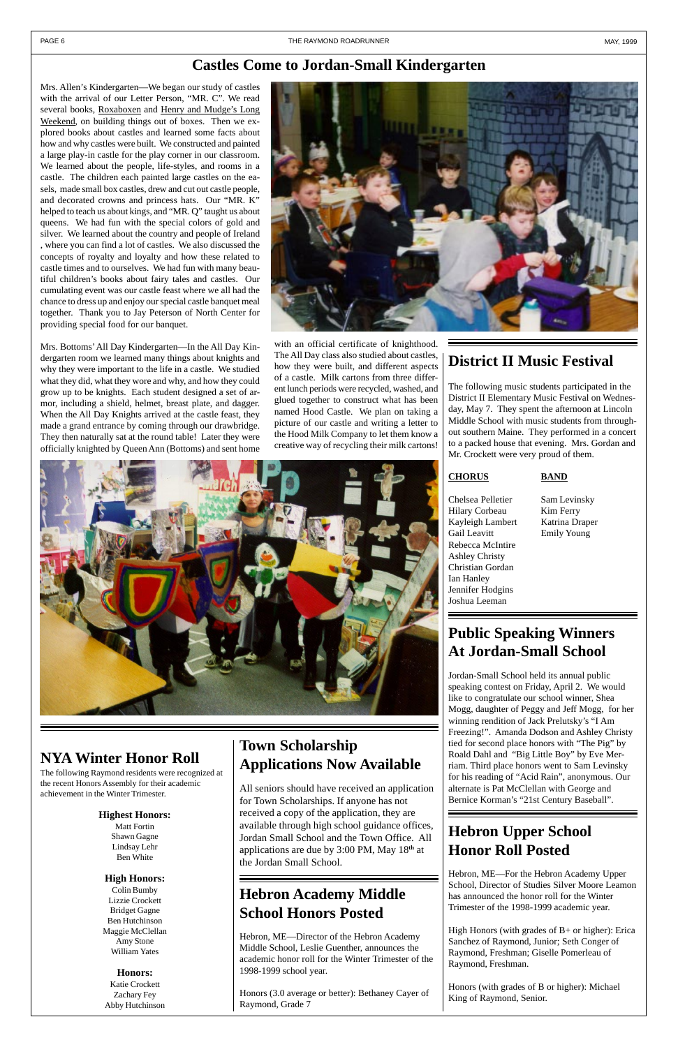# Castles Come to Jordan-Small Kindergarten

Mrs. Allen's Kindergarten—We began our study of castles with the arrival of our Letter Person, "MR. C". We read several books, Roxaboxen and Henry and Mudge's Long Weekend, on building things out of boxes. Then we explored books about castles and learned some facts about how and why castles were built. We constructed and painted a large play-in castle for the play corner in our classroom. We learned about the people, life-styles, and rooms in a castle. The children each painted large castles on the easels, made small box castles, drew and cut out castle people, and decorated crowns and princess hats. Our "MR. K" helped to teach us about kings, and "MR. Q" taught us about queens. We had fun with the special colors of gold and silver. We learned about the country and people of Ireland , where you can find a lot of castles. We also discussed the concepts of royalty and loyalty and how these related to castle times and to ourselves. We had fun with many beautiful children's books about fairy tales and castles. Our cumulating event was our castle feast where we all had the chance to dress up and enjoy our special castle banquet meal together. Thank you to Jay Peterson of North Center for providing special food for our banquet.

Mrs. Bottoms' All Day Kindergarten—In the All Day Kindergarten room we learned many things about knights and why they were important to the life in a castle. We studied what they did, what they wore and why, and how they could grow up to be knights. Each student designed a set of armor, including a shield, helmet, breast plate, and dagger. When the All Day Knights arrived at the castle feast, they made a grand entrance by coming through our drawbridge. They then naturally sat at the round table! Later they were officially knighted by Queen Ann (Bottoms) and sent home with an official certificate of knighthood. The All Day class also studied about castles, how they were built, and different aspects of a castle. Milk cartons from three different lunch periods were recycled, washed, and glued together to construct what has been named Hood Castle. We plan on taking a picture of our castle and writing a letter to the Hood Milk Company to let them know a creative way of recycling their milk cartons!

## District II Music Festival

The following music students participated in the District II Elementary Music Festival on Wednesday, May 7. They spent the afternoon at Lincoln Middle School with music students from throughout southern Maine. They performed in a concert to a packed house that evening. Mrs. Gordan and Mr. Crockett were very proud of them.

| CHORUS | BAND |
|---|---|
| Chelsea Pelletier | Sam Levinsky |
| Hilary Corbeau | Kim Ferry |
| Kayleigh Lambert | Katrina Draper |
| Gail Leavitt | Emily Young |
| Rebecca McIntire | |
| Ashley Christy | |
| Christian Gordan | |
| Ian Hanley | |
| Jennifer Hodgins | |
| Joshua Leeman | |

## Public Speaking Winners At Jordan-Small School

Jordan-Small School held its annual public speaking contest on Friday, April 2. We would like to congratulate our school winner, Shea Mogg, daughter of Peggy and Jeff Mogg, for her winning rendition of Jack Prelutsky's "I Am Freezing!". Amanda Dodson and Ashley Christy tied for second place honors with "The Pig" by Roald Dahl and "Big Little Boy" by Eve Merriam. Third place honors went to Sam Levinsky for his reading of "Acid Rain", anonymous. Our alternate is Pat McClellan with George and Bernice Korman's "21st Century Baseball".

## NYA Winter Honor Roll

The following Raymond residents were recognized at the recent Honors Assembly for their academic achievement in the Winter Trimester.

**Highest Honors:**
Matt Fortin
Shawn Gagne
Lindsay Lehr
Ben White

**High Honors:**
Colin Bumby
Lizzie Crockett
Bridget Gagne
Ben Hutchinson
Maggie McClellan
Amy Stone
William Yates

**Honors:**
Katie Crockett
Zachary Fey
Abby Hutchinson

## Town Scholarship Applications Now Available

All seniors should have received an application for Town Scholarships. If anyone has not received a copy of the application, they are available through high school guidance offices, Jordan Small School and the Town Office. All applications are due by 3:00 PM, May 18th at the Jordan Small School.

## Hebron Academy Middle School Honors Posted

Hebron, ME—Director of the Hebron Academy Middle School, Leslie Guenther, announces the academic honor roll for the Winter Trimester of the 1998-1999 school year.

Honors (3.0 average or better): Bethaney Cayer of Raymond, Grade 7

## Hebron Upper School Honor Roll Posted

Hebron, ME—For the Hebron Academy Upper School, Director of Studies Silver Moore Leamon has announced the honor roll for the Winter Trimester of the 1998-1999 academic year.

High Honors (with grades of B+ or higher): Erica Sanchez of Raymond, Junior; Seth Conger of Raymond, Freshman; Giselle Pomerleau of Raymond, Freshman.

Honors (with grades of B or higher): Michael King of Raymond, Senior.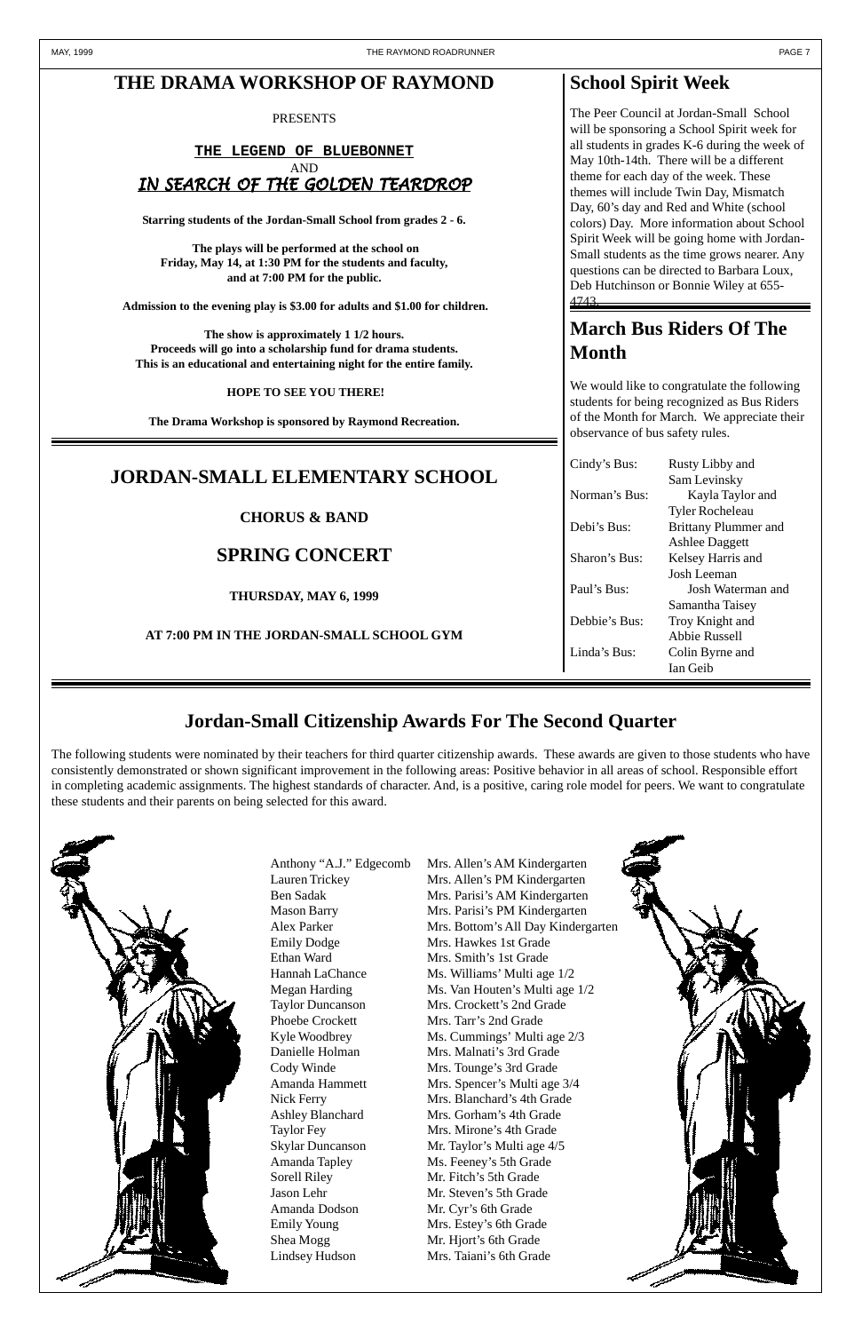# THE DRAMA WORKSHOP OF RAYMOND

PRESENTS

**THE LEGEND OF BLUEBONNET**

AND

***IN SEARCH OF THE GOLDEN TEARDROP***

**Starring students of the Jordan-Small School from grades 2 - 6.**

**The plays will be performed at the school on Friday, May 14, at 1:30 PM for the students and faculty, and at 7:00 PM for the public.**

**Admission to the evening play is $3.00 for adults and $1.00 for children.**

**The show is approximately 1 1/2 hours. Proceeds will go into a scholarship fund for drama students. This is an educational and entertaining night for the entire family.**

**HOPE TO SEE YOU THERE!**

**The Drama Workshop is sponsored by Raymond Recreation.**

# JORDAN-SMALL ELEMENTARY SCHOOL

**CHORUS & BAND**

## SPRING CONCERT

**THURSDAY, MAY 6, 1999**

**AT 7:00 PM IN THE JORDAN-SMALL SCHOOL GYM**

# School Spirit Week

The Peer Council at Jordan-Small School will be sponsoring a School Spirit week for all students in grades K-6 during the week of May 10th-14th. There will be a different theme for each day of the week. These themes will include Twin Day, Mismatch Day, 60's day and Red and White (school colors) Day. More information about School Spirit Week will be going home with Jordan-Small students as the time grows nearer. Any questions can be directed to Barbara Loux, Deb Hutchinson or Bonnie Wiley at 655-4743.

# March Bus Riders Of The Month

We would like to congratulate the following students for being recognized as Bus Riders of the Month for March. We appreciate their observance of bus safety rules.

| | |
|---|---|
| Cindy's Bus: | Rusty Libby and Sam Levinsky |
| Norman's Bus: | Kayla Taylor and Tyler Rocheleau |
| Debi's Bus: | Brittany Plummer and Ashlee Daggett |
| Sharon's Bus: | Kelsey Harris and Josh Leeman |
| Paul's Bus: | Josh Waterman and Samantha Taisey |
| Debbie's Bus: | Troy Knight and Abbie Russell |
| Linda's Bus: | Colin Byrne and Ian Geib |

# Jordan-Small Citizenship Awards For The Second Quarter

The following students were nominated by their teachers for third quarter citizenship awards. These awards are given to those students who have consistently demonstrated or shown significant improvement in the following areas: Positive behavior in all areas of school. Responsible effort in completing academic assignments. The highest standards of character. And, is a positive, caring role model for peers. We want to congratulate these students and their parents on being selected for this award.

| | |
|---|---|
| Anthony "A.J." Edgecomb | Mrs. Allen's AM Kindergarten |
| Lauren Trickey | Mrs. Allen's PM Kindergarten |
| Ben Sadak | Mrs. Parisi's AM Kindergarten |
| Mason Barry | Mrs. Parisi's PM Kindergarten |
| Alex Parker | Mrs. Bottom's All Day Kindergarten |
| Emily Dodge | Mrs. Hawkes 1st Grade |
| Ethan Ward | Mrs. Smith's 1st Grade |
| Hannah LaChance | Ms. Williams' Multi age 1/2 |
| Megan Harding | Ms. Van Houten's Multi age 1/2 |
| Taylor Duncanson | Mrs. Crockett's 2nd Grade |
| Phoebe Crockett | Mrs. Tarr's 2nd Grade |
| Kyle Woodbrey | Ms. Cummings' Multi age 2/3 |
| Danielle Holman | Mrs. Malnati's 3rd Grade |
| Cody Winde | Mrs. Tounge's 3rd Grade |
| Amanda Hammett | Mrs. Spencer's Multi age 3/4 |
| Nick Ferry | Mrs. Blanchard's 4th Grade |
| Ashley Blanchard | Mrs. Gorham's 4th Grade |
| Taylor Fey | Mrs. Mirone's 4th Grade |
| Skylar Duncanson | Mr. Taylor's Multi age 4/5 |
| Amanda Tapley | Ms. Feeney's 5th Grade |
| Sorell Riley | Mr. Fitch's 5th Grade |
| Jason Lehr | Mr. Steven's 5th Grade |
| Amanda Dodson | Mr. Cyr's 6th Grade |
| Emily Young | Mrs. Estey's 6th Grade |
| Shea Mogg | Mr. Hjort's 6th Grade |
| Lindsey Hudson | Mrs. Taiani's 6th Grade |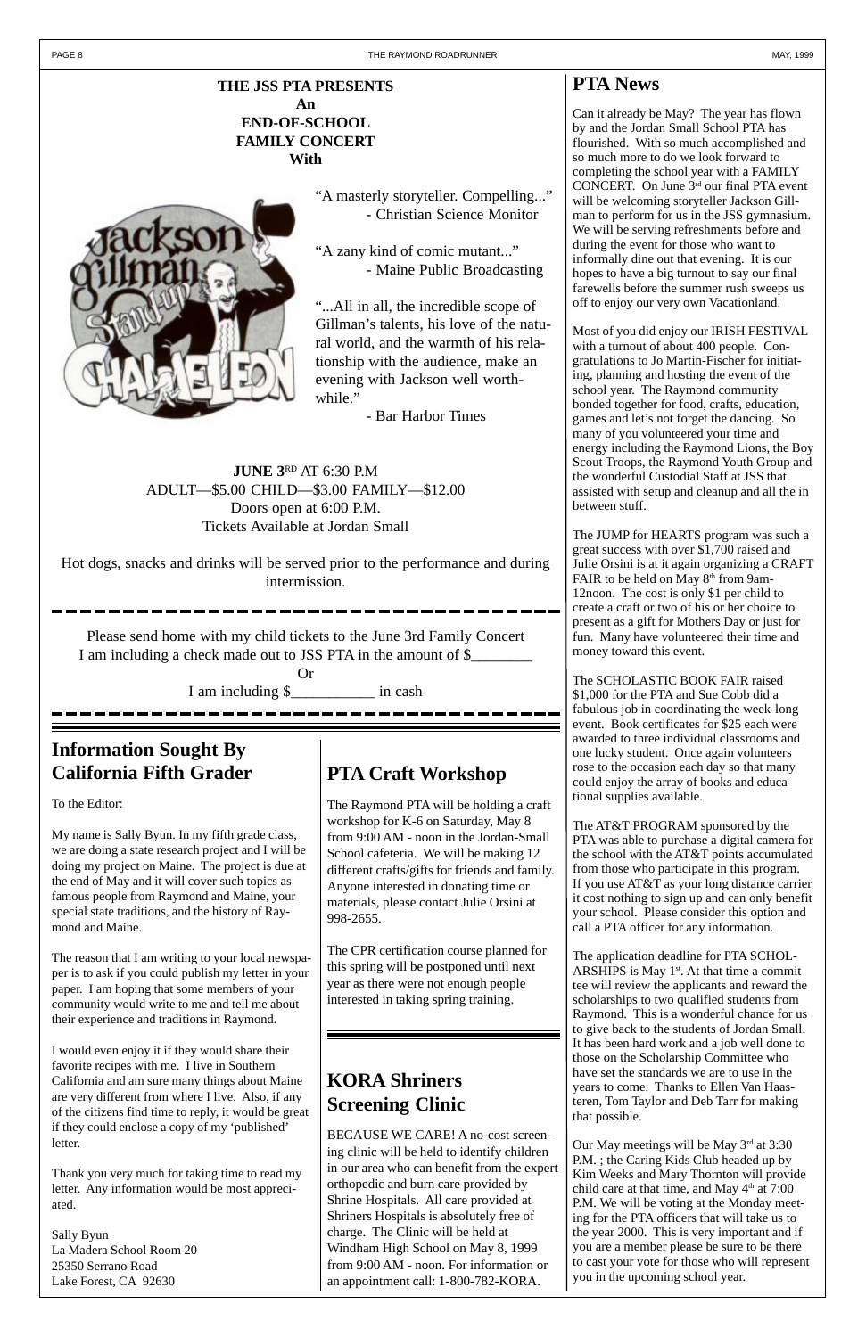**THE JSS PTA PRESENTS**
**An**
**END-OF-SCHOOL**
**FAMILY CONCERT**
**With**

"A masterly storyteller. Compelling..."
- Christian Science Monitor

"A zany kind of comic mutant..."
- Maine Public Broadcasting

"...All in all, the incredible scope of Gillman's talents, his love of the natural world, and the warmth of his relationship with the audience, make an evening with Jackson well worthwhile."
- Bar Harbor Times

**JUNE 3**RD AT 6:30 P.M
ADULT—$5.00 CHILD—$3.00 FAMILY—$12.00
Doors open at 6:00 P.M.
Tickets Available at Jordan Small

Hot dogs, snacks and drinks will be served prior to the performance and during intermission.

---

Please send home with my child tickets to the June 3rd Family Concert
I am including a check made out to JSS PTA in the amount of $________
Or
I am including $___________ in cash

---

## Information Sought By California Fifth Grader

To the Editor:

My name is Sally Byun. In my fifth grade class, we are doing a state research project and I will be doing my project on Maine. The project is due at the end of May and it will cover such topics as famous people from Raymond and Maine, your special state traditions, and the history of Raymond and Maine.

The reason that I am writing to your local newspaper is to ask if you could publish my letter in your paper. I am hoping that some members of your community would write to me and tell me about their experience and traditions in Raymond.

I would even enjoy it if they would share their favorite recipes with me. I live in Southern California and am sure many things about Maine are very different from where I live. Also, if any of the citizens find time to reply, it would be great if they could enclose a copy of my 'published' letter.

Thank you very much for taking time to read my letter. Any information would be most appreciated.

Sally Byun
La Madera School Room 20
25350 Serrano Road
Lake Forest, CA 92630

## PTA Craft Workshop

The Raymond PTA will be holding a craft workshop for K-6 on Saturday, May 8 from 9:00 AM - noon in the Jordan-Small School cafeteria. We will be making 12 different crafts/gifts for friends and family. Anyone interested in donating time or materials, please contact Julie Orsini at 998-2655.

The CPR certification course planned for this spring will be postponed until next year as there were not enough people interested in taking spring training.

## KORA Shriners Screening Clinic

BECAUSE WE CARE! A no-cost screening clinic will be held to identify children in our area who can benefit from the expert orthopedic and burn care provided by Shrine Hospitals. All care provided at Shriners Hospitals is absolutely free of charge. The Clinic will be held at Windham High School on May 8, 1999 from 9:00 AM - noon. For information or an appointment call: 1-800-782-KORA.

## PTA News

Can it already be May? The year has flown by and the Jordan Small School PTA has flourished. With so much accomplished and so much more to do we look forward to completing the school year with a FAMILY CONCERT. On June 3rd our final PTA event will be welcoming storyteller Jackson Gillman to perform for us in the JSS gymnasium. We will be serving refreshments before and during the event for those who want to informally dine out that evening. It is our hopes to have a big turnout to say our final farewells before the summer rush sweeps us off to enjoy our very own Vacationland.

Most of you did enjoy our IRISH FESTIVAL with a turnout of about 400 people. Congratulations to Jo Martin-Fischer for initiating, planning and hosting the event of the school year. The Raymond community bonded together for food, crafts, education, games and let's not forget the dancing. So many of you volunteered your time and energy including the Raymond Lions, the Boy Scout Troops, the Raymond Youth Group and the wonderful Custodial Staff at JSS that assisted with setup and cleanup and all the in between stuff.

The JUMP for HEARTS program was such a great success with over $1,700 raised and Julie Orsini is at it again organizing a CRAFT FAIR to be held on May 8th from 9am-12noon. The cost is only $1 per child to create a craft or two of his or her choice to present as a gift for Mothers Day or just for fun. Many have volunteered their time and money toward this event.

The SCHOLASTIC BOOK FAIR raised $1,000 for the PTA and Sue Cobb did a fabulous job in coordinating the week-long event. Book certificates for $25 each were awarded to three individual classrooms and one lucky student. Once again volunteers rose to the occasion each day so that many could enjoy the array of books and educational supplies available.

The AT&T PROGRAM sponsored by the PTA was able to purchase a digital camera for the school with the AT&T points accumulated from those who participate in this program. If you use AT&T as your long distance carrier it cost nothing to sign up and can only benefit your school. Please consider this option and call a PTA officer for any information.

The application deadline for PTA SCHOLARSHIPS is May 1st. At that time a committee will review the applicants and reward the scholarships to two qualified students from Raymond. This is a wonderful chance for us to give back to the students of Jordan Small. It has been hard work and a job well done to those on the Scholarship Committee who have set the standards we are to use in the years to come. Thanks to Ellen Van Haasteren, Tom Taylor and Deb Tarr for making that possible.

Our May meetings will be May 3rd at 3:30 P.M. ; the Caring Kids Club headed up by Kim Weeks and Mary Thornton will provide child care at that time, and May 4th at 7:00 P.M. We will be voting at the Monday meeting for the PTA officers that will take us to the year 2000. This is very important and if you are a member please be sure to be there to cast your vote for those who will represent you in the upcoming school year.